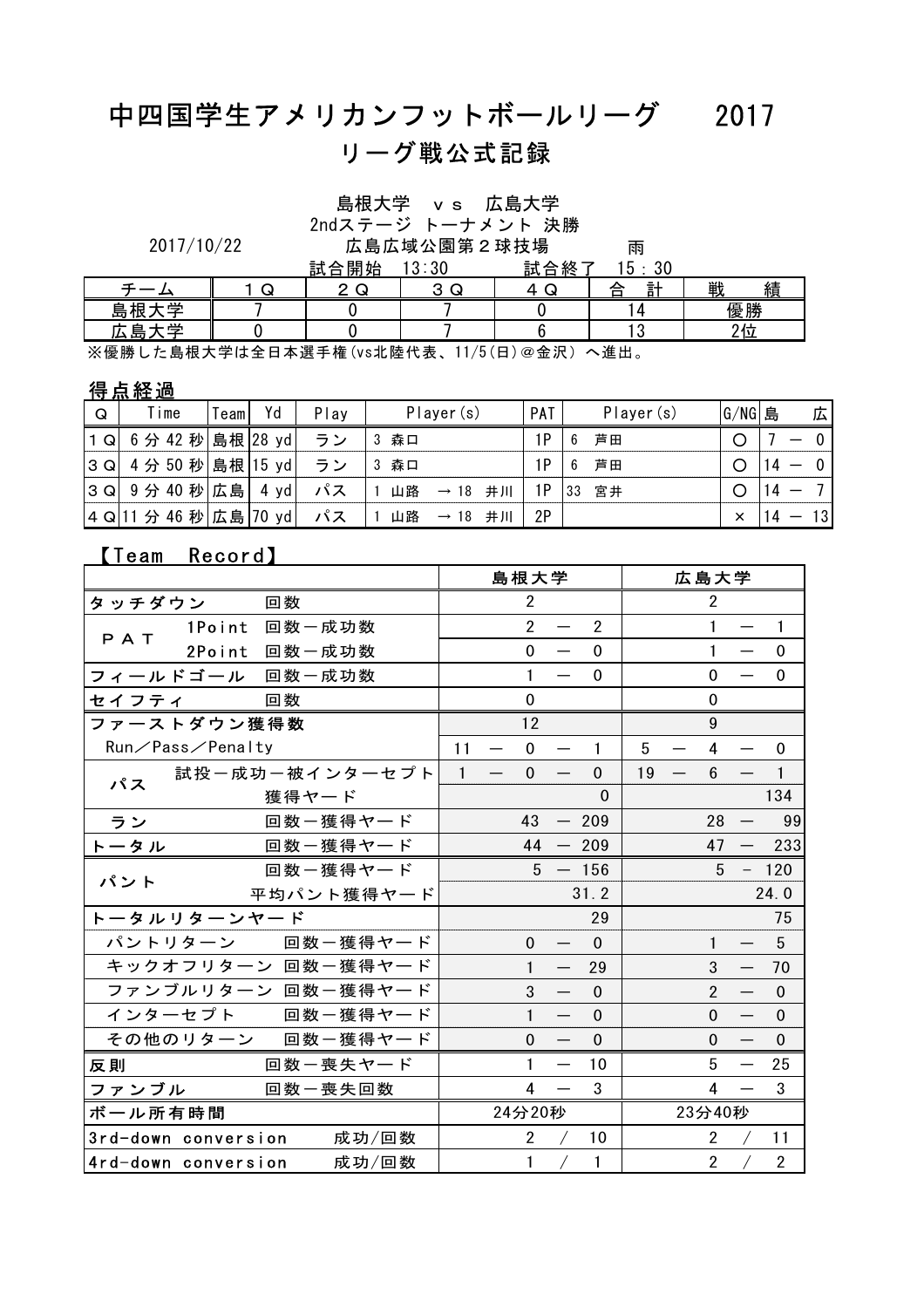# 中四国学生アメリカンフットボールリーグ　2017
## リーグ戦公式記録

島根大学　ｖｓ　広島大学
2ndステージ トーナメント 決勝

2017/10/22　広島広域公園第２球技場　雨

試合開始　13:30　試合終了　15：30

| チーム | １Ｑ | ２Ｑ | ３Ｑ | ４Ｑ | 合　計 | 戦　　績 |
|---|---|---|---|---|---|---|
| 島根大学 | 7 | 0 | 7 | 0 | 14 | 優勝 |
| 広島大学 | 0 | 0 | 7 | 6 | 13 | 2位 |

※優勝した島根大学は全日本選手権(vs北陸代表、11/5(日)＠金沢) へ進出。

### 得点経過

| Q | Time | Team | Yd | Play | Player(s) | PAT | Player(s) | G/NG | 島　広 |
|---|---|---|---|---|---|---|---|---|---|
| １Q | 6 分 42 秒 | 島根 | 28 yd | ラン | 3 森口 | 1P | 6 芦田 | ○ | 7 － 0 |
| ３Q | 4 分 50 秒 | 島根 | 15 yd | ラン | 3 森口 | 1P | 6 芦田 | ○ | 14 － 0 |
| ３Q | 9 分 40 秒 | 広島 | 4 yd | パス | 1 山路 → 18 井川 | 1P | 33 宮井 | ○ | 14 － 7 |
| ４Q | 11 分 46 秒 | 広島 | 70 yd | パス | 1 山路 → 18 井川 | 2P |  | × | 14 － 13 |

### 【Team Record】

| | | 島根大学 | 広島大学 |
|---|---|---|---|
| タッチダウン | 回数 | 2 | 2 |
| ＰＡＴ | 1Point 回数－成功数 | 2 － 2 | 1 － 1 |
| | 2Point 回数－成功数 | 0 － 0 | 1 － 1 |
| フィールドゴール | 回数－成功数 | 1 － 0 | 0 － 0 |
| セイフティ | 回数 | 0 | 0 |
| ファーストダウン獲得数 | | 12 | 9 |
| Run／Pass／Penalty | | 11 － 0 － 1 | 5 － 4 － 0 |
| パス | 試投－成功－被インターセプト | 1 － 0 － 0 | 19 － 6 － 1 |
| | 獲得ヤード | 0 | 134 |
| ラン | 回数－獲得ヤード | 43 － 209 | 28 － 99 |
| トータル | 回数－獲得ヤード | 44 － 209 | 47 － 233 |
| パント | 回数－獲得ヤード | 5 － 156 | 5 － 120 |
| | 平均パント獲得ヤード | 31.2 | 24.0 |
| トータルリターンヤード | | 29 | 75 |
| パントリターン | 回数－獲得ヤード | 0 － 0 | 1 － 5 |
| キックオフリターン | 回数－獲得ヤード | 1 － 29 | 3 － 70 |
| ファンブルリターン | 回数－獲得ヤード | 3 － 0 | 2 － 0 |
| インターセプト | 回数－獲得ヤード | 1 － 0 | 0 － 0 |
| その他のリターン | 回数－獲得ヤード | 0 － 0 | 0 － 0 |
| 反則 | 回数－喪失ヤード | 1 － 10 | 5 － 25 |
| ファンブル | 回数－喪失回数 | 4 － 3 | 4 － 3 |
| ボール所有時間 | | 24分20秒 | 23分40秒 |
| 3rd-down conversion | 成功/回数 | 2 ／ 10 | 2 ／ 11 |
| 4rd-down conversion | 成功/回数 | 1 ／ 1 | 2 ／ 2 |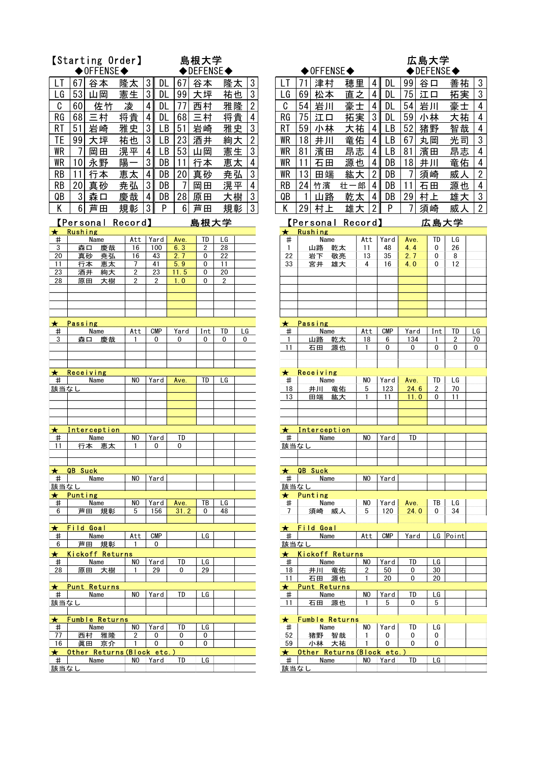## 【Starting Order】

### 島根大学

| ◆OFFENSE◆ | | | | ◆DEFENSE◆ | | | |
|---|---|---|---|---|---|---|---|
| LT | 67 | 谷本　隆太 | 3 | DL | 67 | 谷本　隆太 | 3 |
| LG | 53 | 山岡　憲生 | 3 | DL | 99 | 大坪　祐也 | 3 |
| C | 60 | 佐竹　凌 | 4 | DL | 77 | 西村　雅隆 | 2 |
| RG | 68 | 三村　将貴 | 4 | DL | 68 | 三村　将貴 | 4 |
| RT | 51 | 岩崎　雅史 | 3 | LB | 51 | 岩崎　雅史 | 3 |
| TE | 99 | 大坪　祐也 | 3 | LB | 23 | 酒井　絢大 | 2 |
| WR | 7 | 岡田　滉平 | 4 | LB | 53 | 山岡　憲生 | 3 |
| WR | 10 | 永野　陽一 | 3 | DB | 11 | 行本　恵太 | 4 |
| RB | 11 | 行本　恵太 | 4 | DB | 20 | 真砂　尭弘 | 3 |
| RB | 20 | 真砂　尭弘 | 3 | DB | 7 | 岡田　滉平 | 4 |
| QB | 3 | 森口　慶哉 | 4 | DB | 28 | 原田　大樹 | 3 |
| K | 6 | 芦田　規彰 | 3 | P | 6 | 芦田　規彰 | 3 |

### 広島大学

| ◆OFFENSE◆ | | | | ◆DEFENSE◆ | | | |
|---|---|---|---|---|---|---|---|
| LT | 71 | 津村　穂里 | 4 | DL | 99 | 谷口　善祐 | 3 |
| LG | 69 | 松本　直之 | 4 | DL | 75 | 江口　拓実 | 3 |
| C | 54 | 岩川　豪士 | 4 | DL | 54 | 岩川　豪士 | 4 |
| RG | 75 | 江口　拓実 | 3 | DL | 59 | 小林　大祐 | 4 |
| RT | 59 | 小林　大祐 | 4 | LB | 52 | 猪野　智哉 | 4 |
| WR | 18 | 井川　竜佑 | 4 | LB | 67 | 丸岡　光司 | 3 |
| WR | 81 | 濱田　昂志 | 4 | LB | 81 | 濱田　昂志 | 4 |
| WR | 11 | 石田　源也 | 4 | DB | 18 | 井川　竜佑 | 4 |
| WR | 13 | 田端　紘大 | 2 | DB | 7 | 須崎　威人 | 2 |
| RB | 24 | 竹濱　壮一郎 | 4 | DB | 11 | 石田　源也 | 4 |
| QB | 1 | 山路　乾太 | 4 | DB | 29 | 村上　雄大 | 3 |
| K | 29 | 村上　雄大 | 2 | P | 7 | 須崎　威人 | 2 |

## 【Personal Record】 島根大学

★ Rushing

| # | Name | Att | Yard | Ave. | TD | LG |
|---|---|---|---|---|---|---|
| 3 | 森口　慶哉 | 16 | 100 | 6.3 | 2 | 28 |
| 20 | 真砂　尭弘 | 16 | 43 | 2.7 | 0 | 22 |
| 11 | 行本　恵太 | 7 | 41 | 5.9 | 0 | 11 |
| 23 | 酒井　絢大 | 2 | 23 | 11.5 | 0 | 20 |
| 28 | 原田　大樹 | 2 | 2 | 1.0 | 0 | 2 |

★ Passing

| # | Name | Att | CMP | Yard | Int | TD | LG |
|---|---|---|---|---|---|---|---|
| 3 | 森口　慶哉 | 1 | 0 | 0 | 0 | 0 | 0 |

★ Receiving

| # | Name | NO | Yard | Ave. | TD | LG |
|---|---|---|---|---|---|---|
| 該当なし | | | | | | |

★ Interception

| # | Name | NO | Yard | TD |
|---|---|---|---|---|
| 11 | 行本　恵太 | 1 | 0 | 0 |

★ QB Suck

| # | Name | NO | Yard |
|---|---|---|---|
| 該当なし | | | |

★ Punting

| # | Name | NO | Yard | Ave. | TB | LG |
|---|---|---|---|---|---|---|
| 6 | 芦田　規彰 | 5 | 156 | 31.2 | 0 | 48 |

★ Fild Goal

| # | Name | Att | CMP | LG |
|---|---|---|---|---|
| 6 | 芦田　規彰 | 1 | 0 | |

★ Kickoff Returns

| # | Name | NO | Yard | TD | LG |
|---|---|---|---|---|---|
| 28 | 原田　大樹 | 1 | 29 | 0 | 29 |

★ Punt Returns

| # | Name | NO | Yard | TD | LG |
|---|---|---|---|---|---|
| 該当なし | | | | | |

★ Fumble Returns

| # | Name | NO | Yard | TD | LG |
|---|---|---|---|---|---|
| 77 | 西村　雅隆 | 2 | 0 | 0 | 0 |
| 16 | 眞田　京介 | 1 | 0 | 0 | 0 |

★ Other Returns(Block etc.)

| # | Name | NO | Yard | TD | LG |
|---|---|---|---|---|---|
| 該当なし | | | | | |

## 【Personal Record】 広島大学

★ Rushing

| # | Name | Att | Yard | Ave. | TD | LG |
|---|---|---|---|---|---|---|
| 1 | 山路　乾太 | 11 | 48 | 4.4 | 0 | 26 |
| 22 | 岩下　敬亮 | 13 | 35 | 2.7 | 0 | 8 |
| 33 | 宮井　雄大 | 4 | 16 | 4.0 | 0 | 12 |

★ Passing

| # | Name | Att | CMP | Yard | Int | TD | LG |
|---|---|---|---|---|---|---|---|
| 1 | 山路　乾太 | 18 | 6 | 134 | 1 | 2 | 70 |
| 11 | 石田　源也 | 1 | 0 | 0 | 0 | 0 | 0 |

★ Receiving

| # | Name | NO | Yard | Ave. | TD | LG |
|---|---|---|---|---|---|---|
| 18 | 井川　竜佑 | 5 | 123 | 24.6 | 2 | 70 |
| 13 | 田端　紘大 | 1 | 11 | 11.0 | 0 | 11 |

★ Interception

| # | Name | NO | Yard | TD |
|---|---|---|---|---|
| 該当なし | | | | |

★ QB Suck

| # | Name | NO | Yard |
|---|---|---|---|
| 該当なし | | | |

★ Punting

| # | Name | NO | Yard | Ave. | TB | LG |
|---|---|---|---|---|---|---|
| 7 | 須崎　威人 | 5 | 120 | 24.0 | 0 | 34 |

★ Fild Goal

| # | Name | Att | CMP | Yard | LG | Point |
|---|---|---|---|---|---|---|
| 該当なし | | | | | | |

★ Kickoff Returns

| # | Name | NO | Yard | TD | LG |
|---|---|---|---|---|---|
| 18 | 井川　竜佑 | 2 | 50 | 0 | 30 |
| 11 | 石田　源也 | 1 | 20 | 0 | 20 |

★ Punt Returns

| # | Name | NO | Yard | TD | LG |
|---|---|---|---|---|---|
| 11 | 石田　源也 | 1 | 5 | 0 | 5 |

★ Fumble Returns

| # | Name | NO | Yard | TD | LG |
|---|---|---|---|---|---|
| 52 | 猪野　智哉 | 1 | 0 | 0 | 0 |
| 59 | 小林　大祐 | 1 | 0 | 0 | 0 |

★ Other Returns(Block etc.)

| # | Name | NO | Yard | TD | LG |
|---|---|---|---|---|---|
| 該当なし | | | | | |